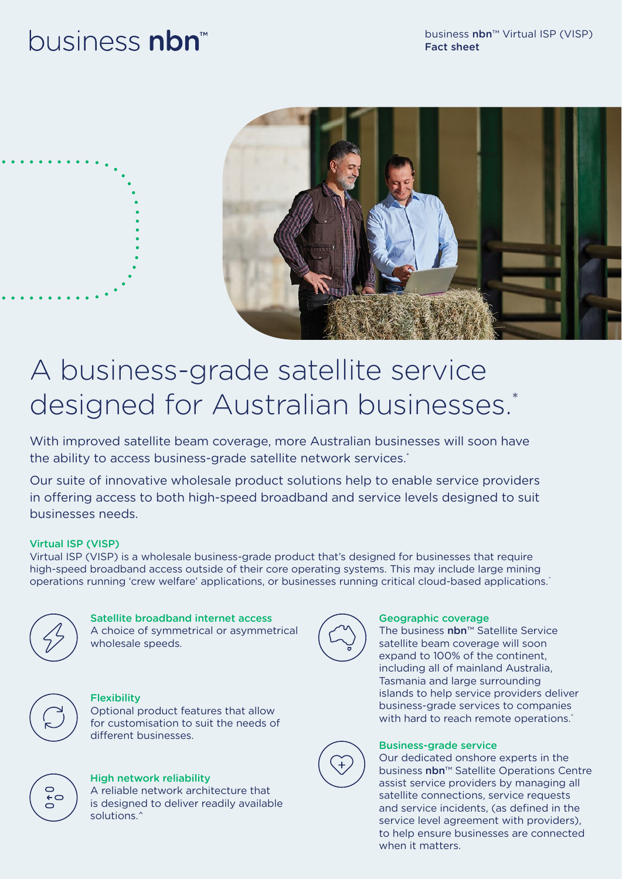business nbn™

business nbn™ Virtual ISP (VISP)
**Fact sheet**

# A business-grade satellite service designed for Australian businesses.*

With improved satellite beam coverage, more Australian businesses will soon have the ability to access business-grade satellite network services.*

Our suite of innovative wholesale product solutions help to enable service providers in offering access to both high-speed broadband and service levels designed to suit businesses needs.

### Virtual ISP (VISP)

Virtual ISP (VISP) is a wholesale business-grade product that's designed for businesses that require high-speed broadband access outside of their core operating systems. This may include large mining operations running 'crew welfare' applications, or businesses running critical cloud-based applications.^

#### Satellite broadband internet access

A choice of symmetrical or asymmetrical wholesale speeds.

#### Flexibility

Optional product features that allow for customisation to suit the needs of different businesses.

#### High network reliability

A reliable network architecture that is designed to deliver readily available solutions.^

#### Geographic coverage

The business **nbn**™ Satellite Service satellite beam coverage will soon expand to 100% of the continent, including all of mainland Australia, Tasmania and large surrounding islands to help service providers deliver business-grade services to companies with hard to reach remote operations.*

#### Business-grade service

Our dedicated onshore experts in the business **nbn**™ Satellite Operations Centre assist service providers by managing all satellite connections, service requests and service incidents, (as defined in the service level agreement with providers), to help ensure businesses are connected when it matters.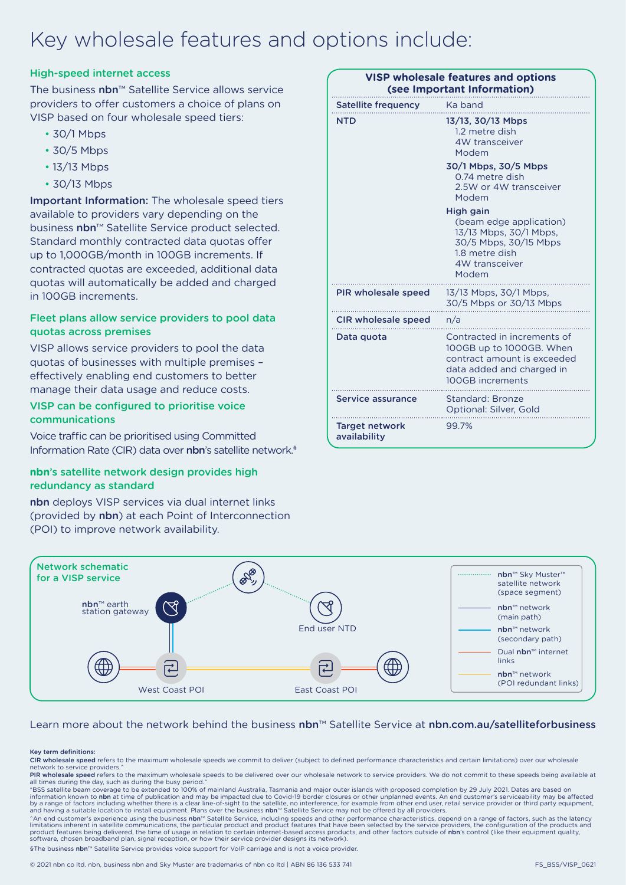# Key wholesale features and options include:

### High-speed internet access

The business **nbn**™ Satellite Service allows service providers to offer customers a choice of plans on VISP based on four wholesale speed tiers:

- 30/1 Mbps
- 30/5 Mbps
- 13/13 Mbps
- 30/13 Mbps

**Important Information:** The wholesale speed tiers available to providers vary depending on the business **nbn**™ Satellite Service product selected. Standard monthly contracted data quotas offer up to 1,000GB/month in 100GB increments. If contracted quotas are exceeded, additional data quotas will automatically be added and charged in 100GB increments.

### Fleet plans allow service providers to pool data quotas across premises

VISP allows service providers to pool the data quotas of businesses with multiple premises – effectively enabling end customers to better manage their data usage and reduce costs.

### VISP can be configured to prioritise voice communications

Voice traffic can be prioritised using Committed Information Rate (CIR) data over **nbn**'s satellite network.§

### nbn's satellite network design provides high redundancy as standard

**nbn** deploys VISP services via dual internet links (provided by **nbn**) at each Point of Interconnection (POI) to improve network availability.

**VISP wholesale features and options (see Important Information)**

| | |
|---|---|
| **Satellite frequency** | Ka band |
| **NTD** | **13/13, 30/13 Mbps**<br>1.2 metre dish<br>4W transceiver<br>Modem<br>**30/1 Mbps, 30/5 Mbps**<br>0.74 metre dish<br>2.5W or 4W transceiver<br>Modem<br>**High gain**<br>(beam edge application)<br>13/13 Mbps, 30/1 Mbps, 30/5 Mbps, 30/15 Mbps<br>1.8 metre dish<br>4W transceiver<br>Modem |
| **PIR wholesale speed** | 13/13 Mbps, 30/1 Mbps, 30/5 Mbps or 30/13 Mbps |
| **CIR wholesale speed** | n/a |
| **Data quota** | Contracted in increments of 100GB up to 1000GB. When contract amount is exceeded data added and charged in 100GB increments |
| **Service assurance** | Standard: Bronze<br>Optional: Silver, Gold |
| **Target network availability** | 99.7% |

### Network schematic for a VISP service

nbn™ earth station gateway

End user NTD

West Coast POI

East Coast POI

nbn™ Sky Muster™ satellite network (space segment)

nbn™ network (main path)

nbn™ network (secondary path)

Dual nbn™ internet links

nbn™ network (POI redundant links)

Learn more about the network behind the business **nbn**™ Satellite Service at **nbn.com.au/satelliteforbusiness**

**Key term definitions:**

**CIR wholesale speed** refers to the maximum wholesale speeds we commit to deliver (subject to defined performance characteristics and certain limitations) over our wholesale network to service providers.^

**PIR wholesale speed** refers to the maximum wholesale speeds to be delivered over our wholesale network to service providers. We do not commit to these speeds being available at all times during the day, such as during the busy period.^

*BSS satellite beam coverage to be extended to 100% of mainland Australia, Tasmania and major outer islands with proposed completion by 29 July 2021. Dates are based on information known to **nbn** at time of publication and may be impacted due to Covid-19 border closures or other unplanned events. An end customer's serviceability may be affected by a range of factors including whether there is a clear line-of-sight to the satellite, no interference, for example from other end user, retail service provider or third party equipment, and having a suitable location to install equipment. Plans over the business **nbn**™ Satellite Service may not be offered by all providers.

^An end customer's experience using the business **nbn**™ Satellite Service, including speeds and other performance characteristics, depend on a range of factors, such as the latency limitations inherent in satellite communications, the particular product and product features that have been selected by the service providers, the configuration of the products and product features being delivered, the time of usage in relation to certain internet-based access products, and other factors outside of **nbn**'s control (like their equipment quality, software, chosen broadband plan, signal reception, or how their service provider designs its network).

§The business **nbn**™ Satellite Service provides voice support for VoIP carriage and is not a voice provider.

© 2021 nbn co ltd. nbn, business nbn and Sky Muster are trademarks of nbn co ltd | ABN 86 136 533 741

FS_BSS/VISP_0621